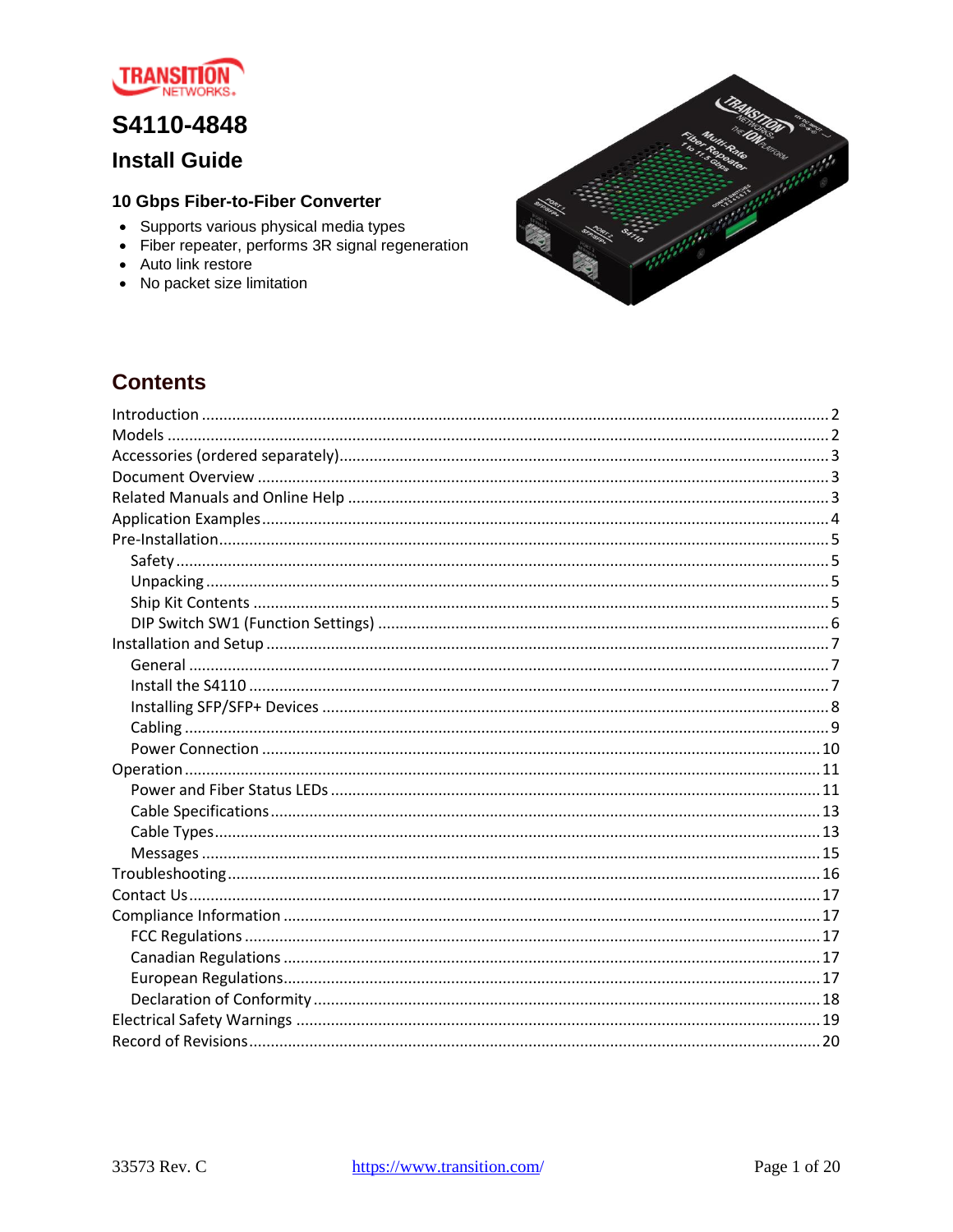# S4110-4848

## Install Guide

### 10 Gbps Fiber-to-Fiber Converter

- Supports various physical media types
- Fiber repeater, performs 3R signal regeneration
- Auto link restore
- No packet size limitation

## Contents

Introduction ........ 2
Models ........ 2
Accessories (ordered separately) ........ 3
Document Overview ........ 3
Related Manuals and Online Help ........ 3
Application Examples ........ 4
Pre-Installation ........ 5
- Safety ........ 5
- Unpacking ........ 5
- Ship Kit Contents ........ 5
- DIP Switch SW1 (Function Settings) ........ 6

Installation and Setup ........ 7
- General ........ 7
- Install the S4110 ........ 7
- Installing SFP/SFP+ Devices ........ 8
- Cabling ........ 9
- Power Connection ........ 10

Operation ........ 11
- Power and Fiber Status LEDs ........ 11
- Cable Specifications ........ 13
- Cable Types ........ 13
- Messages ........ 15

Troubleshooting ........ 16
Contact Us ........ 17
Compliance Information ........ 17
- FCC Regulations ........ 17
- Canadian Regulations ........ 17
- European Regulations ........ 17
- Declaration of Conformity ........ 18

Electrical Safety Warnings ........ 19
Record of Revisions ........ 20

33573 Rev. C https://www.transition.com/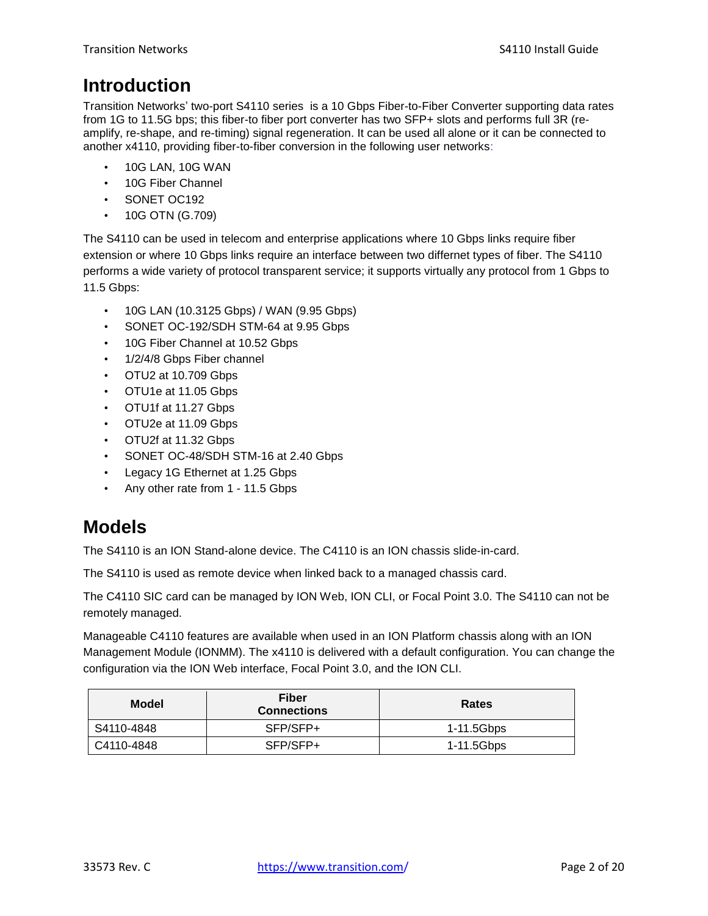# Introduction

Transition Networks' two-port S4110 series  is a 10 Gbps Fiber-to-Fiber Converter supporting data rates from 1G to 11.5G bps; this fiber-to fiber port converter has two SFP+ slots and performs full 3R (re-amplify, re-shape, and re-timing) signal regeneration. It can be used all alone or it can be connected to another x4110, providing fiber-to-fiber conversion in the following user networks:

- 10G LAN, 10G WAN
- 10G Fiber Channel
- SONET OC192
- 10G OTN (G.709)

The S4110 can be used in telecom and enterprise applications where 10 Gbps links require fiber extension or where 10 Gbps links require an interface between two differnet types of fiber. The S4110 performs a wide variety of protocol transparent service; it supports virtually any protocol from 1 Gbps to 11.5 Gbps:

- 10G LAN (10.3125 Gbps) / WAN (9.95 Gbps)
- SONET OC-192/SDH STM-64 at 9.95 Gbps
- 10G Fiber Channel at 10.52 Gbps
- 1/2/4/8 Gbps Fiber channel
- OTU2 at 10.709 Gbps
- OTU1e at 11.05 Gbps
- OTU1f at 11.27 Gbps
- OTU2e at 11.09 Gbps
- OTU2f at 11.32 Gbps
- SONET OC-48/SDH STM-16 at 2.40 Gbps
- Legacy 1G Ethernet at 1.25 Gbps
- Any other rate from 1 - 11.5 Gbps

# Models

The S4110 is an ION Stand-alone device. The C4110 is an ION chassis slide-in-card.

The S4110 is used as remote device when linked back to a managed chassis card.

The C4110 SIC card can be managed by ION Web, ION CLI, or Focal Point 3.0. The S4110 can not be remotely managed.

Manageable C4110 features are available when used in an ION Platform chassis along with an ION Management Module (IONMM). The x4110 is delivered with a default configuration. You can change the configuration via the ION Web interface, Focal Point 3.0, and the ION CLI.

| Model | Fiber Connections | Rates |
|---|---|---|
| S4110-4848 | SFP/SFP+ | 1-11.5Gbps |
| C4110-4848 | SFP/SFP+ | 1-11.5Gbps |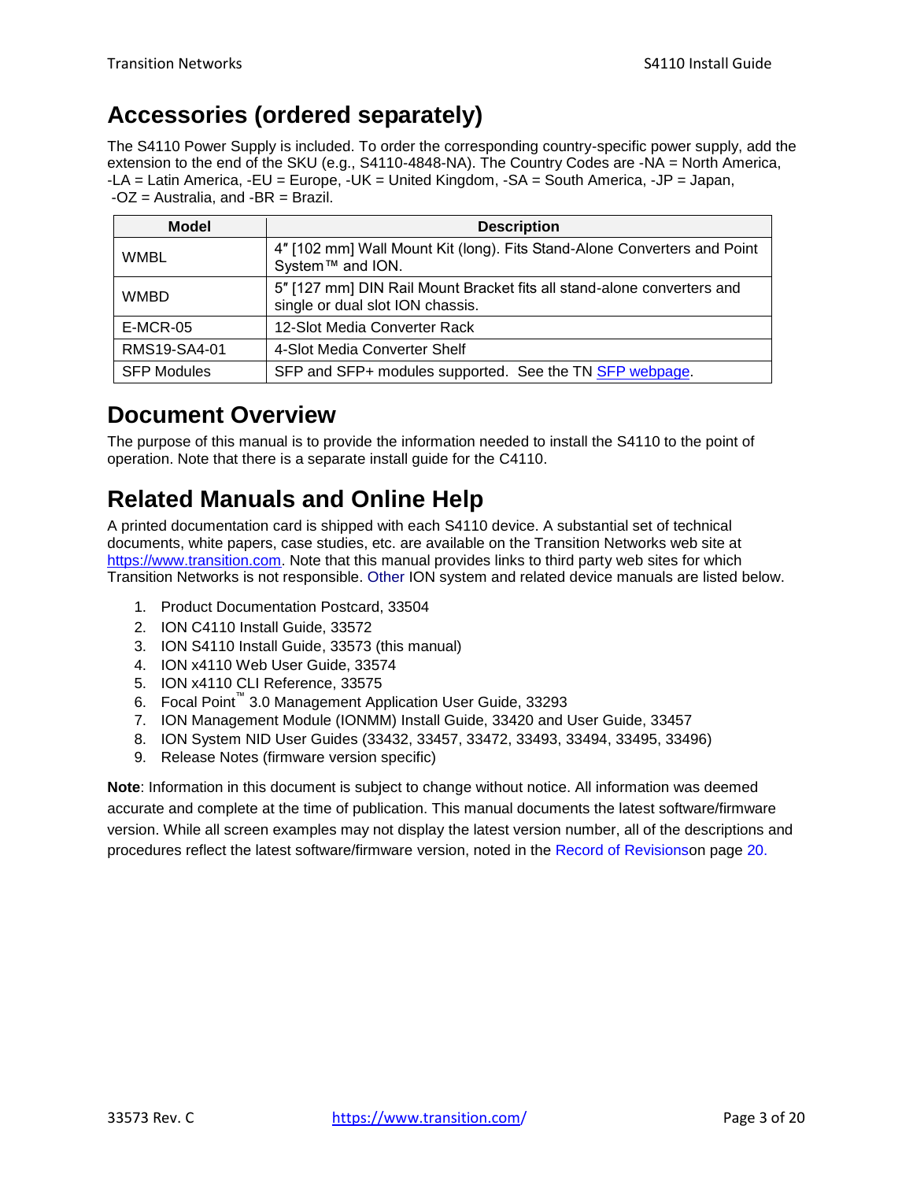## Accessories (ordered separately)

The S4110 Power Supply is included. To order the corresponding country-specific power supply, add the extension to the end of the SKU (e.g., S4110-4848-NA). The Country Codes are -NA = North America, -LA = Latin America, -EU = Europe, -UK = United Kingdom, -SA = South America, -JP = Japan, -OZ = Australia, and -BR = Brazil.

| Model | Description |
| --- | --- |
| WMBL | 4″ [102 mm] Wall Mount Kit (long). Fits Stand-Alone Converters and Point System™ and ION. |
| WMBD | 5″ [127 mm] DIN Rail Mount Bracket fits all stand-alone converters and single or dual slot ION chassis. |
| E-MCR-05 | 12-Slot Media Converter Rack |
| RMS19-SA4-01 | 4-Slot Media Converter Shelf |
| SFP Modules | SFP and SFP+ modules supported. See the TN SFP webpage. |

## Document Overview

The purpose of this manual is to provide the information needed to install the S4110 to the point of operation. Note that there is a separate install guide for the C4110.

## Related Manuals and Online Help

A printed documentation card is shipped with each S4110 device. A substantial set of technical documents, white papers, case studies, etc. are available on the Transition Networks web site at https://www.transition.com. Note that this manual provides links to third party web sites for which Transition Networks is not responsible. Other ION system and related device manuals are listed below.

1. Product Documentation Postcard, 33504
2. ION C4110 Install Guide, 33572
3. ION S4110 Install Guide, 33573 (this manual)
4. ION x4110 Web User Guide, 33574
5. ION x4110 CLI Reference, 33575
6. Focal Point™ 3.0 Management Application User Guide, 33293
7. ION Management Module (IONMM) Install Guide, 33420 and User Guide, 33457
8. ION System NID User Guides (33432, 33457, 33472, 33493, 33494, 33495, 33496)
9. Release Notes (firmware version specific)

**Note**: Information in this document is subject to change without notice. All information was deemed accurate and complete at the time of publication. This manual documents the latest software/firmware version. While all screen examples may not display the latest version number, all of the descriptions and procedures reflect the latest software/firmware version, noted in the Record of Revisionson page 20.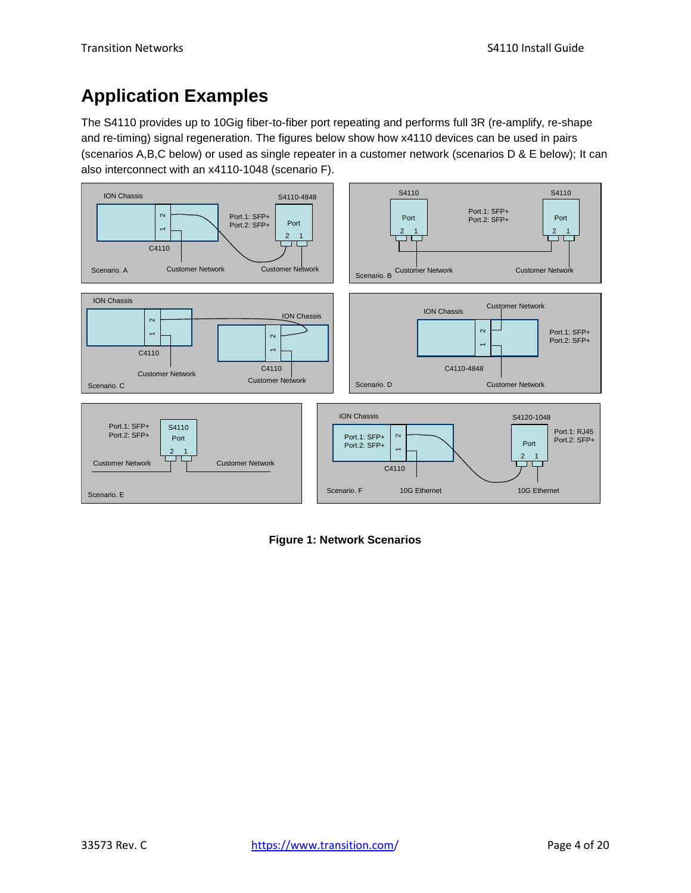# Application Examples

The S4110 provides up to 10Gig fiber-to-fiber port repeating and performs full 3R (re-amplify, re-shape and re-timing) signal regeneration. The figures below show how x4110 devices can be used in pairs (scenarios A,B,C below) or used as single repeater in a customer network (scenarios D & E below); It can also interconnect with an x4110-1048 (scenario F).

**Figure 1: Network Scenarios**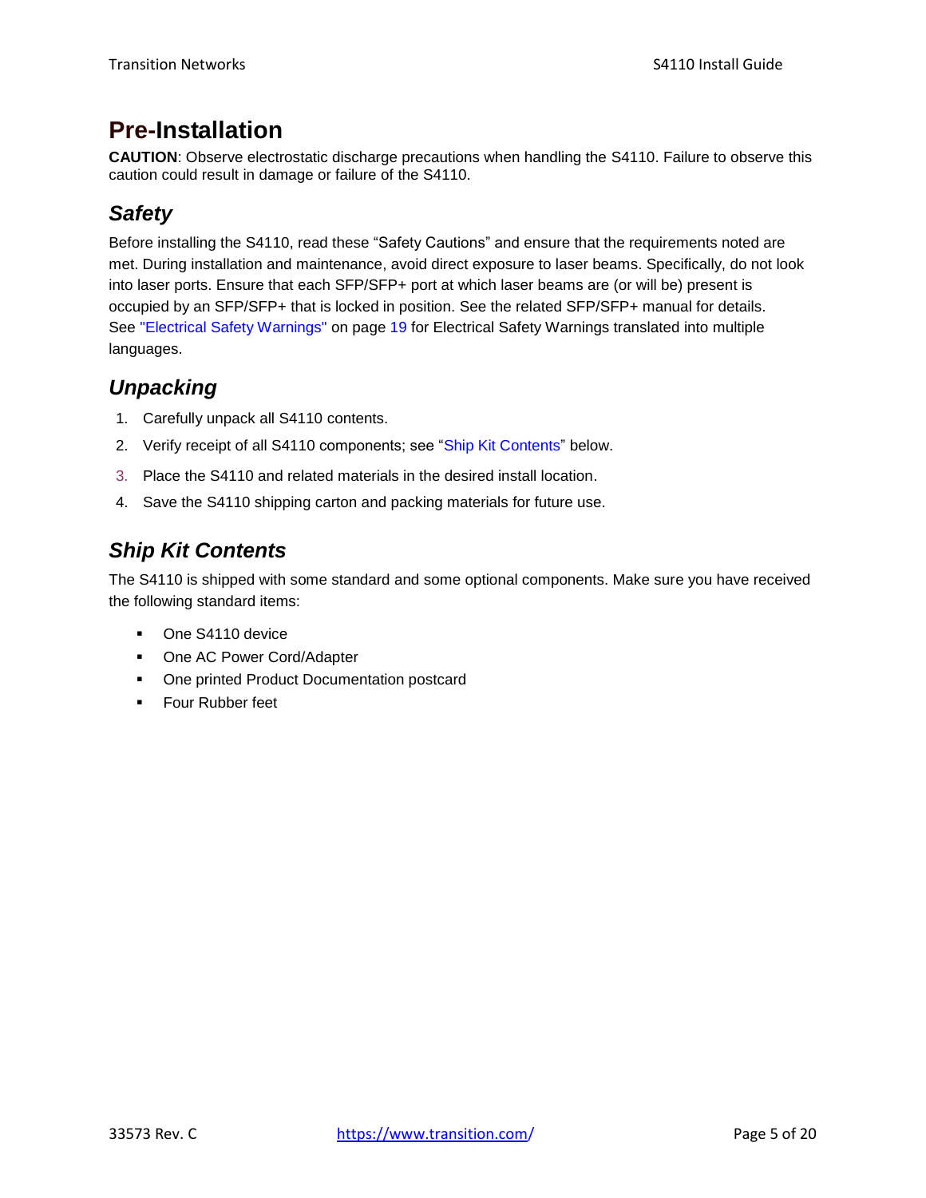# Pre-Installation

**CAUTION**: Observe electrostatic discharge precautions when handling the S4110. Failure to observe this caution could result in damage or failure of the S4110.

## *Safety*

Before installing the S4110, read these "Safety Cautions" and ensure that the requirements noted are met. During installation and maintenance, avoid direct exposure to laser beams. Specifically, do not look into laser ports. Ensure that each SFP/SFP+ port at which laser beams are (or will be) present is occupied by an SFP/SFP+ that is locked in position. See the related SFP/SFP+ manual for details. See "Electrical Safety Warnings" on page 19 for Electrical Safety Warnings translated into multiple languages.

## *Unpacking*

1. Carefully unpack all S4110 contents.
2. Verify receipt of all S4110 components; see "Ship Kit Contents" below.
3. Place the S4110 and related materials in the desired install location.
4. Save the S4110 shipping carton and packing materials for future use.

## *Ship Kit Contents*

The S4110 is shipped with some standard and some optional components. Make sure you have received the following standard items:

- One S4110 device
- One AC Power Cord/Adapter
- One printed Product Documentation postcard
- Four Rubber feet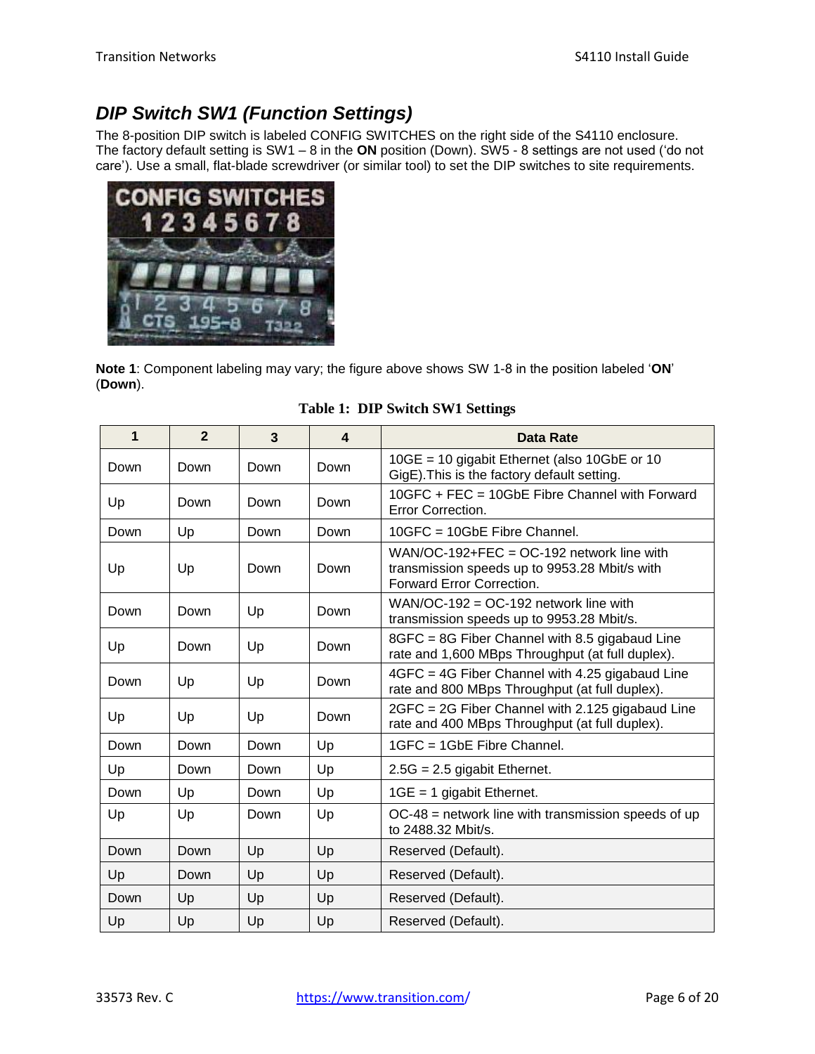## *DIP Switch SW1 (Function Settings)*

The 8-position DIP switch is labeled CONFIG SWITCHES on the right side of the S4110 enclosure. The factory default setting is SW1 – 8 in the **ON** position (Down). SW5 - 8 settings are not used ('do not care'). Use a small, flat-blade screwdriver (or similar tool) to set the DIP switches to site requirements.

**Note 1**: Component labeling may vary; the figure above shows SW 1-8 in the position labeled '**ON**' (**Down**).

**Table 1: DIP Switch SW1 Settings**

| 1 | 2 | 3 | 4 | Data Rate |
|---|---|---|---|---|
| Down | Down | Down | Down | 10GE = 10 gigabit Ethernet (also 10GbE or 10 GigE).This is the factory default setting. |
| Up | Down | Down | Down | 10GFC + FEC = 10GbE Fibre Channel with Forward Error Correction. |
| Down | Up | Down | Down | 10GFC = 10GbE Fibre Channel. |
| Up | Up | Down | Down | WAN/OC-192+FEC = OC-192 network line with transmission speeds up to 9953.28 Mbit/s with Forward Error Correction. |
| Down | Down | Up | Down | WAN/OC-192 = OC-192 network line with transmission speeds up to 9953.28 Mbit/s. |
| Up | Down | Up | Down | 8GFC = 8G Fiber Channel with 8.5 gigabaud Line rate and 1,600 MBps Throughput (at full duplex). |
| Down | Up | Up | Down | 4GFC = 4G Fiber Channel with 4.25 gigabaud Line rate and 800 MBps Throughput (at full duplex). |
| Up | Up | Up | Down | 2GFC = 2G Fiber Channel with 2.125 gigabaud Line rate and 400 MBps Throughput (at full duplex). |
| Down | Down | Down | Up | 1GFC = 1GbE Fibre Channel. |
| Up | Down | Down | Up | 2.5G = 2.5 gigabit Ethernet. |
| Down | Up | Down | Up | 1GE = 1 gigabit Ethernet. |
| Up | Up | Down | Up | OC-48 = network line with transmission speeds of up to 2488.32 Mbit/s. |
| Down | Down | Up | Up | Reserved (Default). |
| Up | Down | Up | Up | Reserved (Default). |
| Down | Up | Up | Up | Reserved (Default). |
| Up | Up | Up | Up | Reserved (Default). |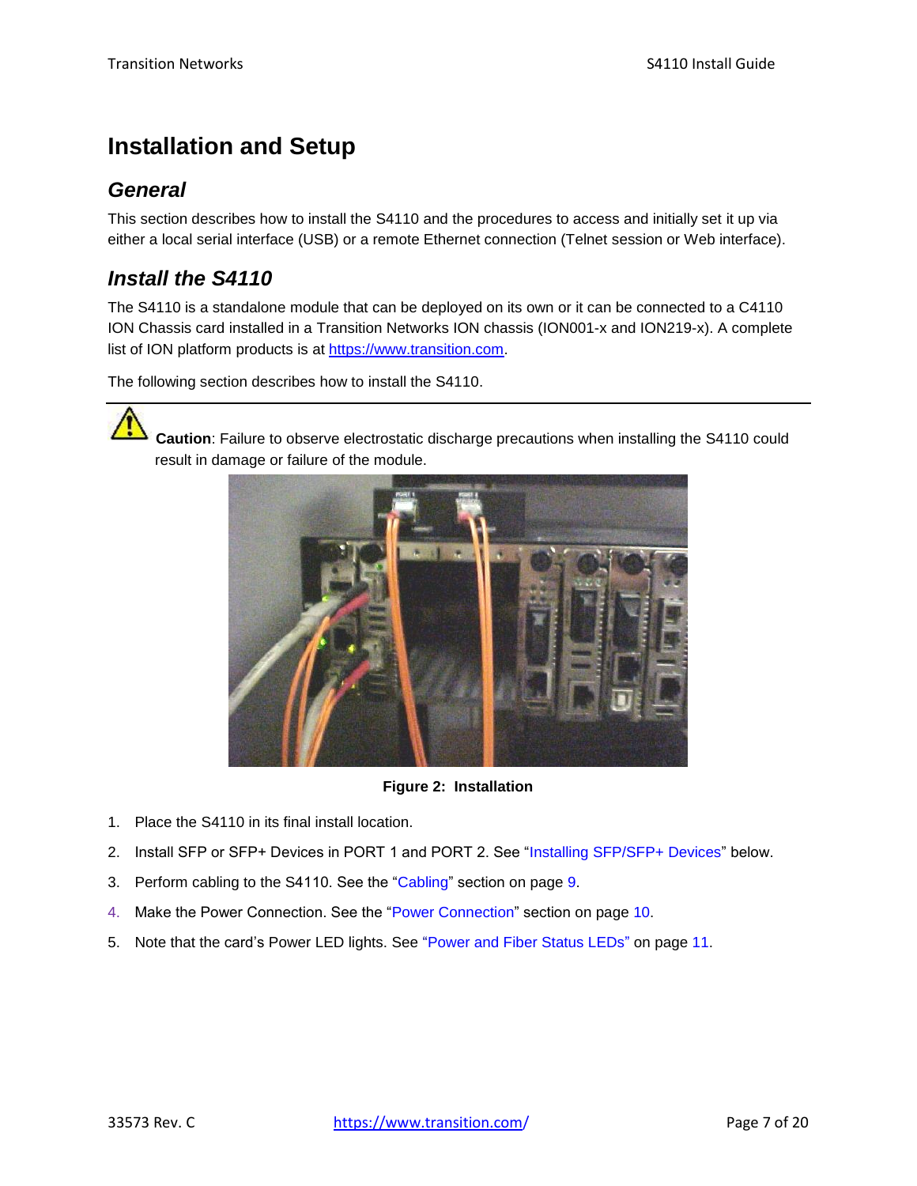# Installation and Setup

## General

This section describes how to install the S4110 and the procedures to access and initially set it up via either a local serial interface (USB) or a remote Ethernet connection (Telnet session or Web interface).

## Install the S4110

The S4110 is a standalone module that can be deployed on its own or it can be connected to a C4110 ION Chassis card installed in a Transition Networks ION chassis (ION001-x and ION219-x). A complete list of ION platform products is at https://www.transition.com.

The following section describes how to install the S4110.

---

**Caution**: Failure to observe electrostatic discharge precautions when installing the S4110 could result in damage or failure of the module.

**Figure 2: Installation**

1. Place the S4110 in its final install location.
2. Install SFP or SFP+ Devices in PORT 1 and PORT 2. See "Installing SFP/SFP+ Devices" below.
3. Perform cabling to the S4110. See the "Cabling" section on page 9.
4. Make the Power Connection. See the "Power Connection" section on page 10.
5. Note that the card's Power LED lights. See "Power and Fiber Status LEDs" on page 11.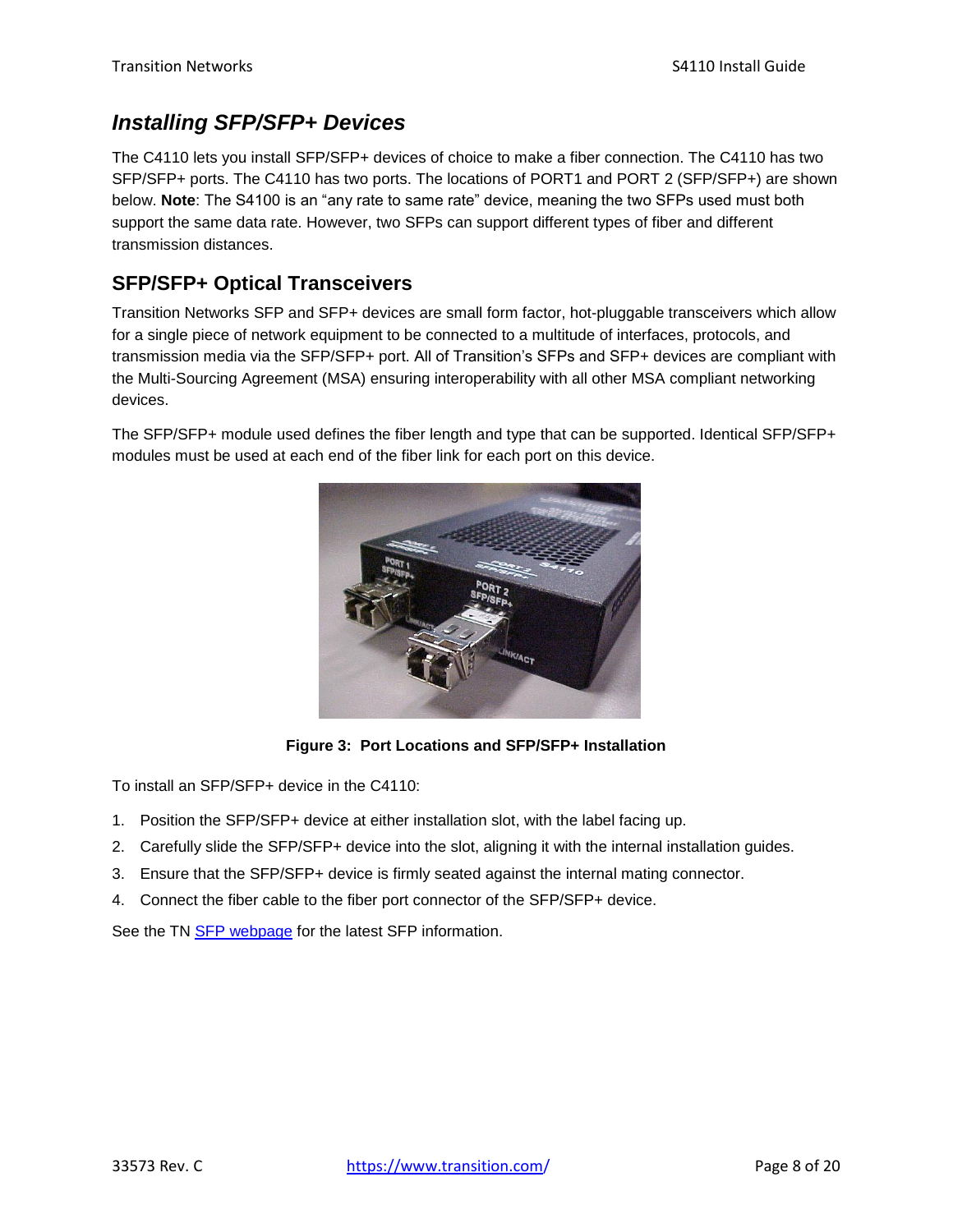## *Installing SFP/SFP+ Devices*

The C4110 lets you install SFP/SFP+ devices of choice to make a fiber connection. The C4110 has two SFP/SFP+ ports. The C4110 has two ports. The locations of PORT1 and PORT 2 (SFP/SFP+) are shown below. **Note**: The S4100 is an "any rate to same rate" device, meaning the two SFPs used must both support the same data rate. However, two SFPs can support different types of fiber and different transmission distances.

### SFP/SFP+ Optical Transceivers

Transition Networks SFP and SFP+ devices are small form factor, hot-pluggable transceivers which allow for a single piece of network equipment to be connected to a multitude of interfaces, protocols, and transmission media via the SFP/SFP+ port. All of Transition's SFPs and SFP+ devices are compliant with the Multi-Sourcing Agreement (MSA) ensuring interoperability with all other MSA compliant networking devices.

The SFP/SFP+ module used defines the fiber length and type that can be supported. Identical SFP/SFP+ modules must be used at each end of the fiber link for each port on this device.

**Figure 3: Port Locations and SFP/SFP+ Installation**

To install an SFP/SFP+ device in the C4110:

1. Position the SFP/SFP+ device at either installation slot, with the label facing up.
2. Carefully slide the SFP/SFP+ device into the slot, aligning it with the internal installation guides.
3. Ensure that the SFP/SFP+ device is firmly seated against the internal mating connector.
4. Connect the fiber cable to the fiber port connector of the SFP/SFP+ device.

See the TN SFP webpage for the latest SFP information.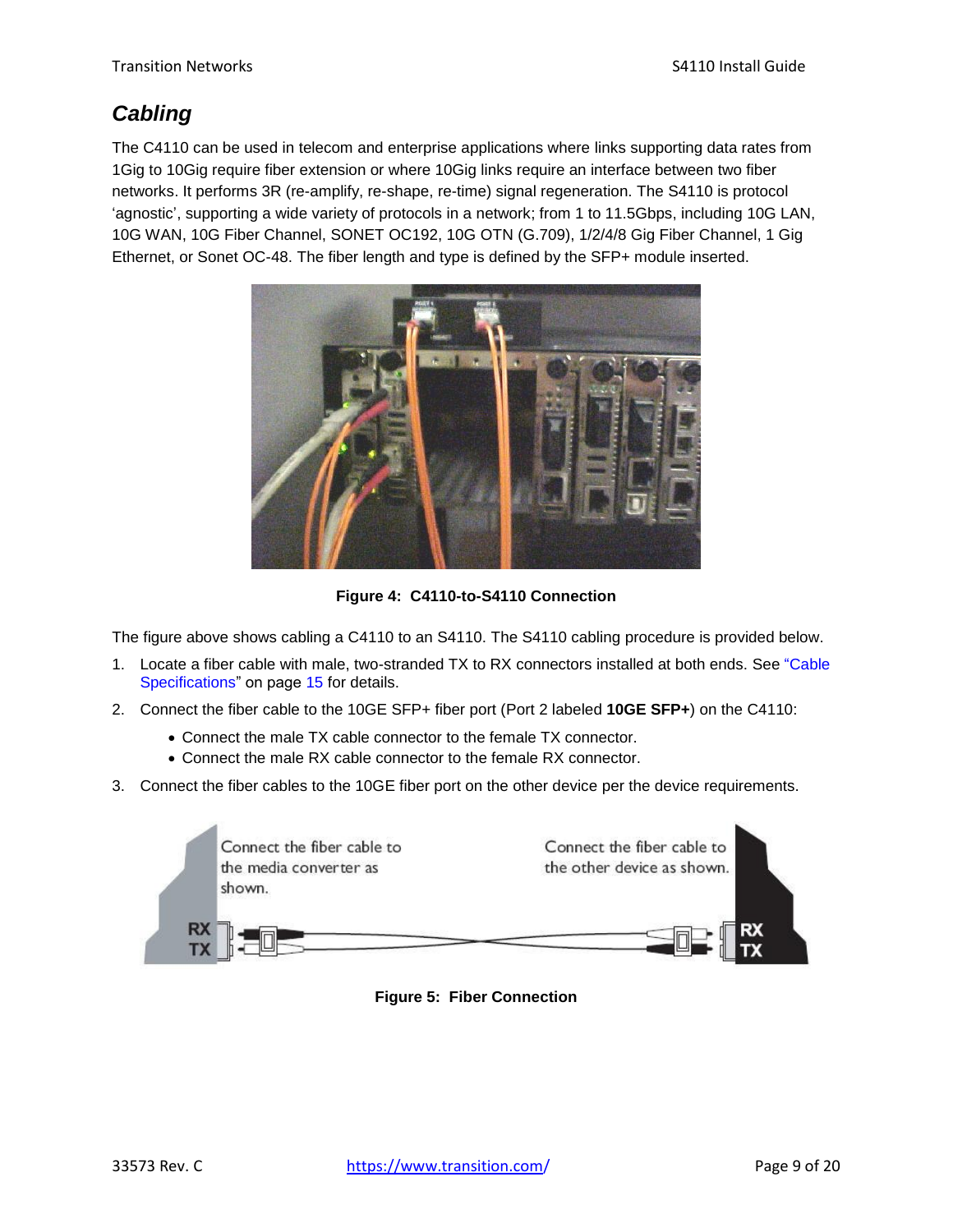## *Cabling*

The C4110 can be used in telecom and enterprise applications where links supporting data rates from 1Gig to 10Gig require fiber extension or where 10Gig links require an interface between two fiber networks. It performs 3R (re-amplify, re-shape, re-time) signal regeneration. The S4110 is protocol 'agnostic', supporting a wide variety of protocols in a network; from 1 to 11.5Gbps, including 10G LAN, 10G WAN, 10G Fiber Channel, SONET OC192, 10G OTN (G.709), 1/2/4/8 Gig Fiber Channel, 1 Gig Ethernet, or Sonet OC-48. The fiber length and type is defined by the SFP+ module inserted.

**Figure 4: C4110-to-S4110 Connection**

The figure above shows cabling a C4110 to an S4110. The S4110 cabling procedure is provided below.

1. Locate a fiber cable with male, two-stranded TX to RX connectors installed at both ends. See "Cable Specifications" on page 15 for details.
2. Connect the fiber cable to the 10GE SFP+ fiber port (Port 2 labeled **10GE SFP+**) on the C4110:
   - Connect the male TX cable connector to the female TX connector.
   - Connect the male RX cable connector to the female RX connector.
3. Connect the fiber cables to the 10GE fiber port on the other device per the device requirements.

**Figure 5: Fiber Connection**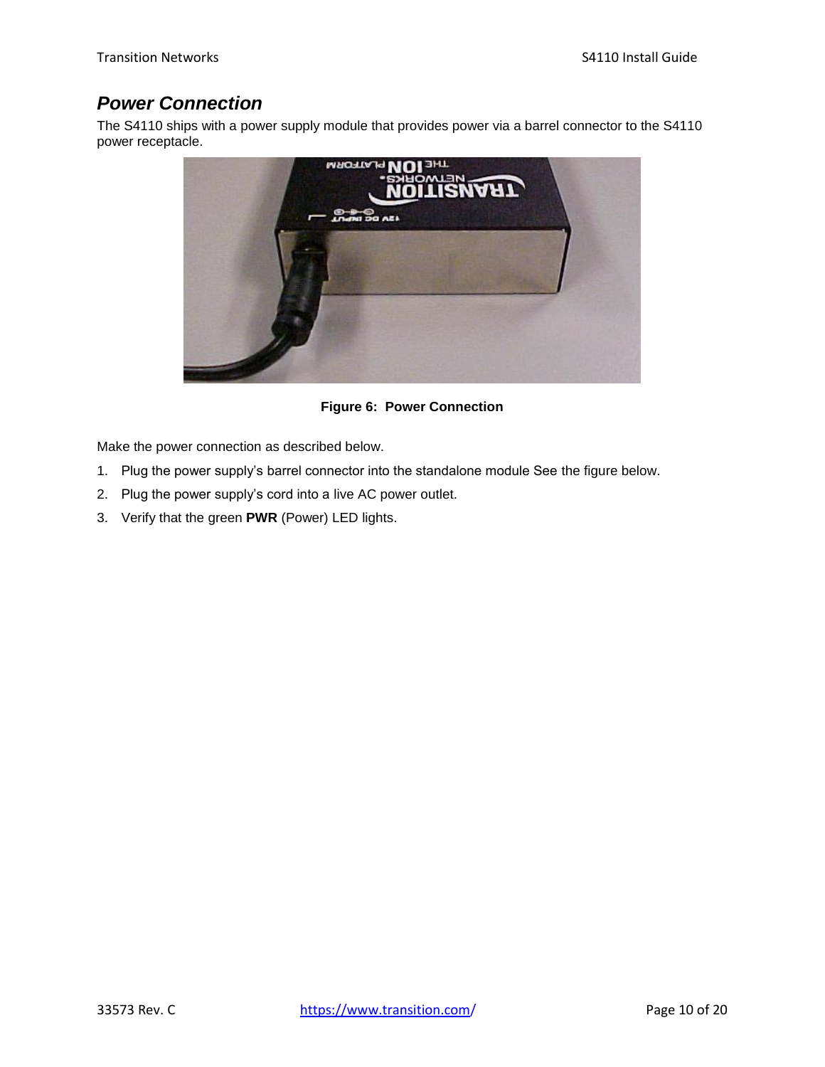## *Power Connection*

The S4110 ships with a power supply module that provides power via a barrel connector to the S4110 power receptacle.

**Figure 6: Power Connection**

Make the power connection as described below.

1. Plug the power supply's barrel connector into the standalone module See the figure below.
2. Plug the power supply's cord into a live AC power outlet.
3. Verify that the green **PWR** (Power) LED lights.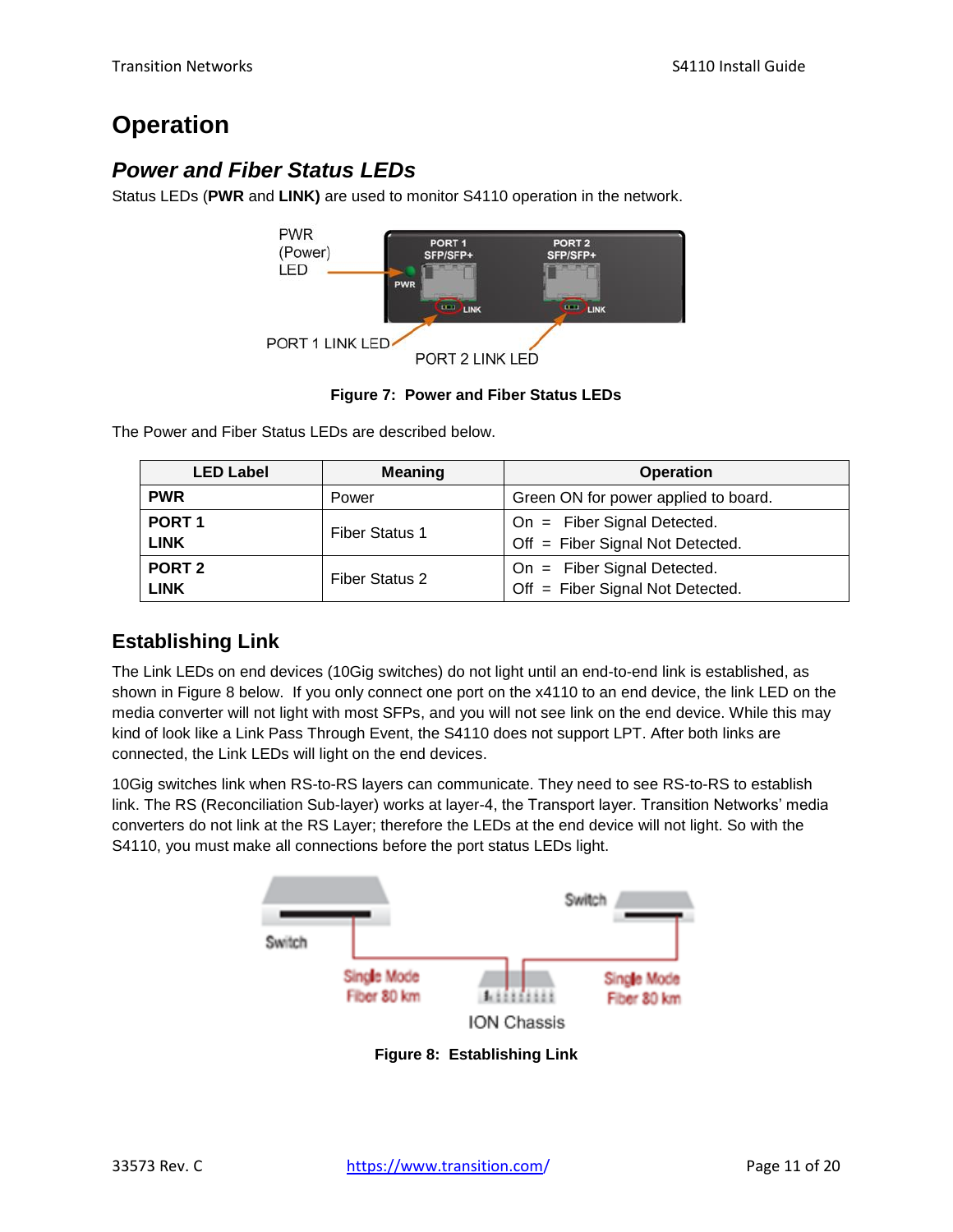# Operation

## *Power and Fiber Status LEDs*

Status LEDs (**PWR** and **LINK)** are used to monitor S4110 operation in the network.

**Figure 7: Power and Fiber Status LEDs**

The Power and Fiber Status LEDs are described below.

| LED Label | Meaning | Operation |
|---|---|---|
| **PWR** | Power | Green ON for power applied to board. |
| **PORT 1 LINK** | Fiber Status 1 | On = Fiber Signal Detected.<br>Off = Fiber Signal Not Detected. |
| **PORT 2 LINK** | Fiber Status 2 | On = Fiber Signal Detected.<br>Off = Fiber Signal Not Detected. |

## Establishing Link

The Link LEDs on end devices (10Gig switches) do not light until an end-to-end link is established, as shown in Figure 8 below. If you only connect one port on the x4110 to an end device, the link LED on the media converter will not light with most SFPs, and you will not see link on the end device. While this may kind of look like a Link Pass Through Event, the S4110 does not support LPT. After both links are connected, the Link LEDs will light on the end devices.

10Gig switches link when RS-to-RS layers can communicate. They need to see RS-to-RS to establish link. The RS (Reconciliation Sub-layer) works at layer-4, the Transport layer. Transition Networks' media converters do not link at the RS Layer; therefore the LEDs at the end device will not light. So with the S4110, you must make all connections before the port status LEDs light.

**Figure 8: Establishing Link**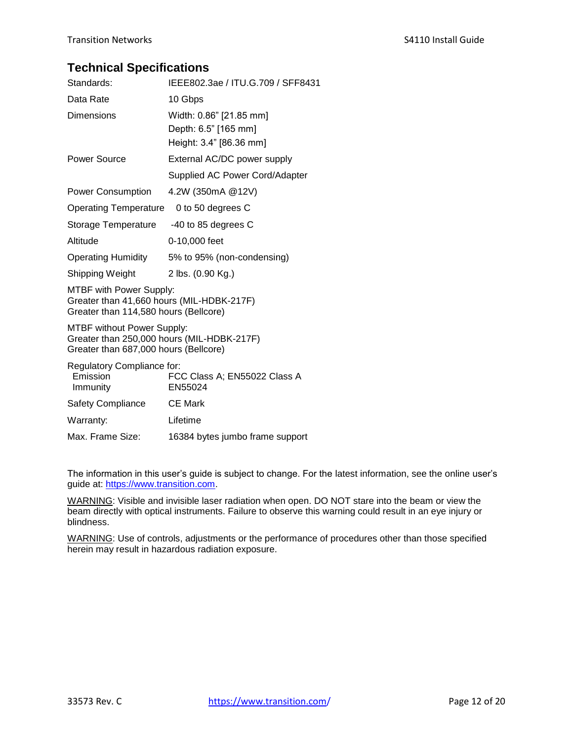## Technical Specifications

| | |
|---|---|
| Standards: | IEEE802.3ae / ITU.G.709 / SFF8431 |
| Data Rate | 10 Gbps |
| Dimensions | Width: 0.86" [21.85 mm]<br>Depth: 6.5" [165 mm]<br>Height: 3.4" [86.36 mm] |
| Power Source | External AC/DC power supply |
| | Supplied AC Power Cord/Adapter |
| Power Consumption | 4.2W (350mA @12V) |
| Operating Temperature | 0 to 50 degrees C |
| Storage Temperature | -40 to 85 degrees C |
| Altitude | 0-10,000 feet |
| Operating Humidity | 5% to 95% (non-condensing) |
| Shipping Weight | 2 lbs. (0.90 Kg.) |

MTBF with Power Supply:
Greater than 41,660 hours (MIL-HDBK-217F)
Greater than 114,580 hours (Bellcore)

MTBF without Power Supply:
Greater than 250,000 hours (MIL-HDBK-217F)
Greater than 687,000 hours (Bellcore)

Regulatory Compliance for:

| | |
|---|---|
| Emission | FCC Class A; EN55022 Class A |
| Immunity | EN55024 |
| Safety Compliance | CE Mark |
| Warranty: | Lifetime |
| Max. Frame Size: | 16384 bytes jumbo frame support |

The information in this user's guide is subject to change. For the latest information, see the online user's guide at: [https://www.transition.com](https://www.transition.com).

WARNING: Visible and invisible laser radiation when open. DO NOT stare into the beam or view the beam directly with optical instruments. Failure to observe this warning could result in an eye injury or blindness.

WARNING: Use of controls, adjustments or the performance of procedures other than those specified herein may result in hazardous radiation exposure.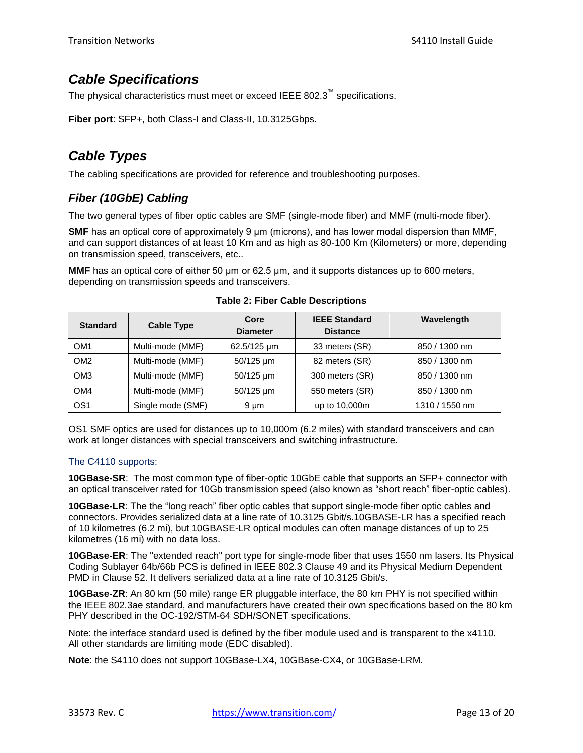## *Cable Specifications*

The physical characteristics must meet or exceed IEEE 802.3™ specifications.

**Fiber port**: SFP+, both Class-I and Class-II, 10.3125Gbps.

## *Cable Types*

The cabling specifications are provided for reference and troubleshooting purposes.

### *Fiber (10GbE) Cabling*

The two general types of fiber optic cables are SMF (single-mode fiber) and MMF (multi-mode fiber).

**SMF** has an optical core of approximately 9 μm (microns), and has lower modal dispersion than MMF, and can support distances of at least 10 Km and as high as 80-100 Km (Kilometers) or more, depending on transmission speed, transceivers, etc..

**MMF** has an optical core of either 50 μm or 62.5 μm, and it supports distances up to 600 meters, depending on transmission speeds and transceivers.

**Table 2: Fiber Cable Descriptions**

| Standard | Cable Type | Core Diameter | IEEE Standard Distance | Wavelength |
|---|---|---|---|---|
| OM1 | Multi-mode (MMF) | 62.5/125 μm | 33 meters (SR) | 850 / 1300 nm |
| OM2 | Multi-mode (MMF) | 50/125 μm | 82 meters (SR) | 850 / 1300 nm |
| OM3 | Multi-mode (MMF) | 50/125 μm | 300 meters (SR) | 850 / 1300 nm |
| OM4 | Multi-mode (MMF) | 50/125 μm | 550 meters (SR) | 850 / 1300 nm |
| OS1 | Single mode (SMF) | 9 μm | up to 10,000m | 1310 / 1550 nm |

OS1 SMF optics are used for distances up to 10,000m (6.2 miles) with standard transceivers and can work at longer distances with special transceivers and switching infrastructure.

The C4110 supports:

**10GBase-SR**: The most common type of fiber-optic 10GbE cable that supports an SFP+ connector with an optical transceiver rated for 10Gb transmission speed (also known as "short reach" fiber-optic cables).

**10GBase-LR**: The the "long reach" fiber optic cables that support single-mode fiber optic cables and connectors. Provides serialized data at a line rate of 10.3125 Gbit/s.10GBASE-LR has a specified reach of 10 kilometres (6.2 mi), but 10GBASE-LR optical modules can often manage distances of up to 25 kilometres (16 mi) with no data loss.

**10GBase-ER**: The "extended reach" port type for single-mode fiber that uses 1550 nm lasers. Its Physical Coding Sublayer 64b/66b PCS is defined in IEEE 802.3 Clause 49 and its Physical Medium Dependent PMD in Clause 52. It delivers serialized data at a line rate of 10.3125 Gbit/s.

**10GBase-ZR**: An 80 km (50 mile) range ER pluggable interface, the 80 km PHY is not specified within the IEEE 802.3ae standard, and manufacturers have created their own specifications based on the 80 km PHY described in the OC-192/STM-64 SDH/SONET specifications.

Note: the interface standard used is defined by the fiber module used and is transparent to the x4110. All other standards are limiting mode (EDC disabled).

**Note**: the S4110 does not support 10GBase-LX4, 10GBase-CX4, or 10GBase-LRM.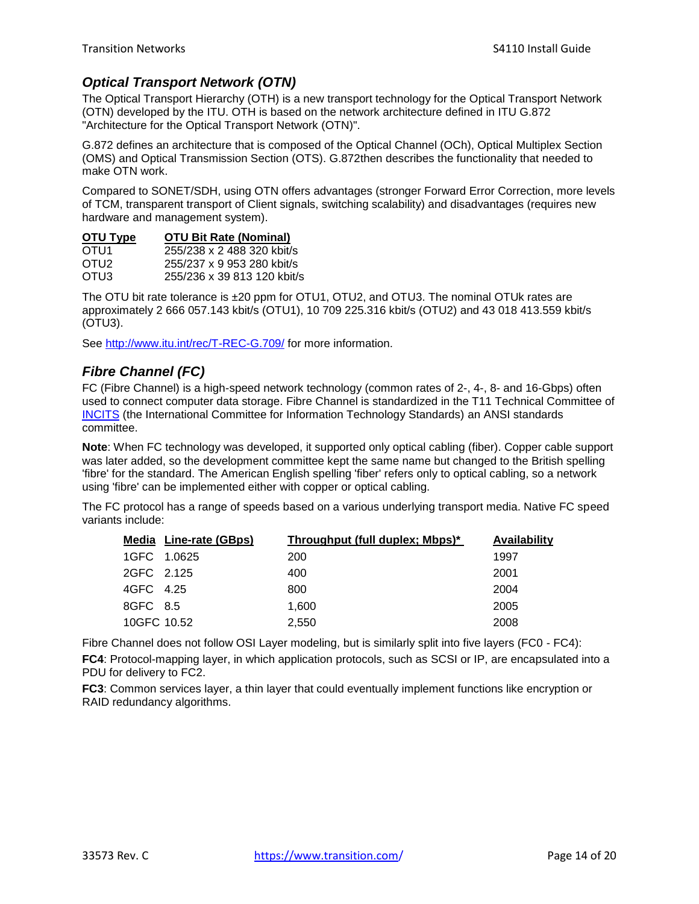## *Optical Transport Network (OTN)*

The Optical Transport Hierarchy (OTH) is a new transport technology for the Optical Transport Network (OTN) developed by the ITU. OTH is based on the network architecture defined in ITU G.872 "Architecture for the Optical Transport Network (OTN)".

G.872 defines an architecture that is composed of the Optical Channel (OCh), Optical Multiplex Section (OMS) and Optical Transmission Section (OTS). G.872then describes the functionality that needed to make OTN work.

Compared to SONET/SDH, using OTN offers advantages (stronger Forward Error Correction, more levels of TCM, transparent transport of Client signals, switching scalability) and disadvantages (requires new hardware and management system).

| OTU Type | OTU Bit Rate (Nominal) |
|---|---|
| OTU1 | 255/238 x 2 488 320 kbit/s |
| OTU2 | 255/237 x 9 953 280 kbit/s |
| OTU3 | 255/236 x 39 813 120 kbit/s |

The OTU bit rate tolerance is ±20 ppm for OTU1, OTU2, and OTU3. The nominal OTUk rates are approximately 2 666 057.143 kbit/s (OTU1), 10 709 225.316 kbit/s (OTU2) and 43 018 413.559 kbit/s (OTU3).

See [http://www.itu.int/rec/T-REC-G.709/](http://www.itu.int/rec/T-REC-G.709/) for more information.

## *Fibre Channel (FC)*

FC (Fibre Channel) is a high-speed network technology (common rates of 2-, 4-, 8- and 16-Gbps) often used to connect computer data storage. Fibre Channel is standardized in the T11 Technical Committee of INCITS (the International Committee for Information Technology Standards) an ANSI standards committee.

**Note**: When FC technology was developed, it supported only optical cabling (fiber). Copper cable support was later added, so the development committee kept the same name but changed to the British spelling 'fibre' for the standard. The American English spelling 'fiber' refers only to optical cabling, so a network using 'fibre' can be implemented either with copper or optical cabling.

The FC protocol has a range of speeds based on a various underlying transport media. Native FC speed variants include:

| Media | Line-rate (GBps) | Throughput (full duplex; Mbps)* | Availability |
|---|---|---|---|
| 1GFC | 1.0625 | 200 | 1997 |
| 2GFC | 2.125 | 400 | 2001 |
| 4GFC | 4.25 | 800 | 2004 |
| 8GFC | 8.5 | 1,600 | 2005 |
| 10GFC | 10.52 | 2,550 | 2008 |

Fibre Channel does not follow OSI Layer modeling, but is similarly split into five layers (FC0 - FC4):

**FC4**: Protocol-mapping layer, in which application protocols, such as SCSI or IP, are encapsulated into a PDU for delivery to FC2.

**FC3**: Common services layer, a thin layer that could eventually implement functions like encryption or RAID redundancy algorithms.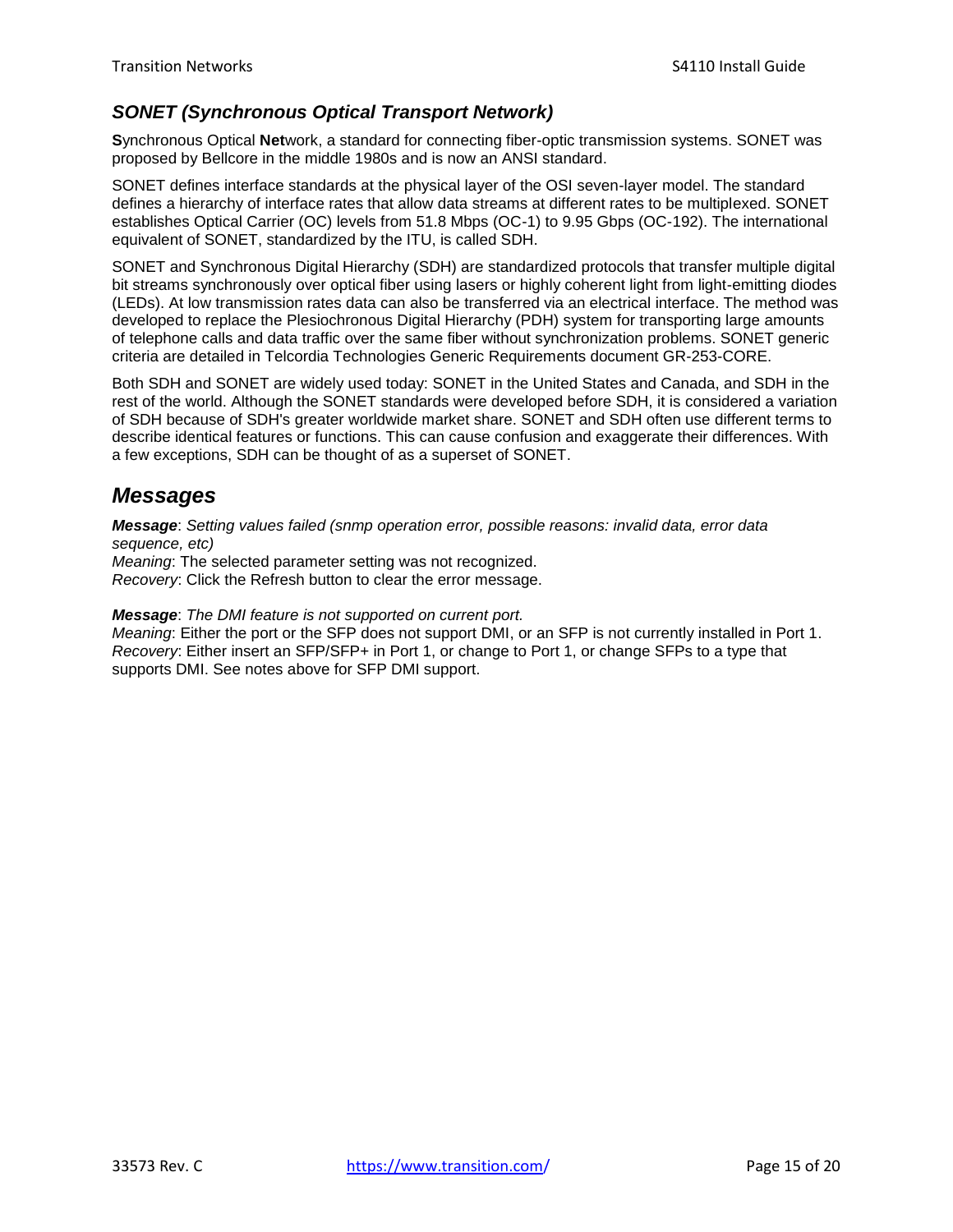### *SONET (Synchronous Optical Transport Network)*

**S**ynchronous Optical **Net**work, a standard for connecting fiber-optic transmission systems. SONET was proposed by Bellcore in the middle 1980s and is now an ANSI standard.

SONET defines interface standards at the physical layer of the OSI seven-layer model. The standard defines a hierarchy of interface rates that allow data streams at different rates to be multiplexed. SONET establishes Optical Carrier (OC) levels from 51.8 Mbps (OC-1) to 9.95 Gbps (OC-192). The international equivalent of SONET, standardized by the ITU, is called SDH.

SONET and Synchronous Digital Hierarchy (SDH) are standardized protocols that transfer multiple digital bit streams synchronously over optical fiber using lasers or highly coherent light from light-emitting diodes (LEDs). At low transmission rates data can also be transferred via an electrical interface. The method was developed to replace the Plesiochronous Digital Hierarchy (PDH) system for transporting large amounts of telephone calls and data traffic over the same fiber without synchronization problems. SONET generic criteria are detailed in Telcordia Technologies Generic Requirements document GR-253-CORE.

Both SDH and SONET are widely used today: SONET in the United States and Canada, and SDH in the rest of the world. Although the SONET standards were developed before SDH, it is considered a variation of SDH because of SDH's greater worldwide market share. SONET and SDH often use different terms to describe identical features or functions. This can cause confusion and exaggerate their differences. With a few exceptions, SDH can be thought of as a superset of SONET.

## *Messages*

***Message***: *Setting values failed (snmp operation error, possible reasons: invalid data, error data sequence, etc)*
*Meaning*: The selected parameter setting was not recognized.
*Recovery*: Click the Refresh button to clear the error message.

***Message***: *The DMI feature is not supported on current port.*
*Meaning*: Either the port or the SFP does not support DMI, or an SFP is not currently installed in Port 1.
*Recovery*: Either insert an SFP/SFP+ in Port 1, or change to Port 1, or change SFPs to a type that supports DMI. See notes above for SFP DMI support.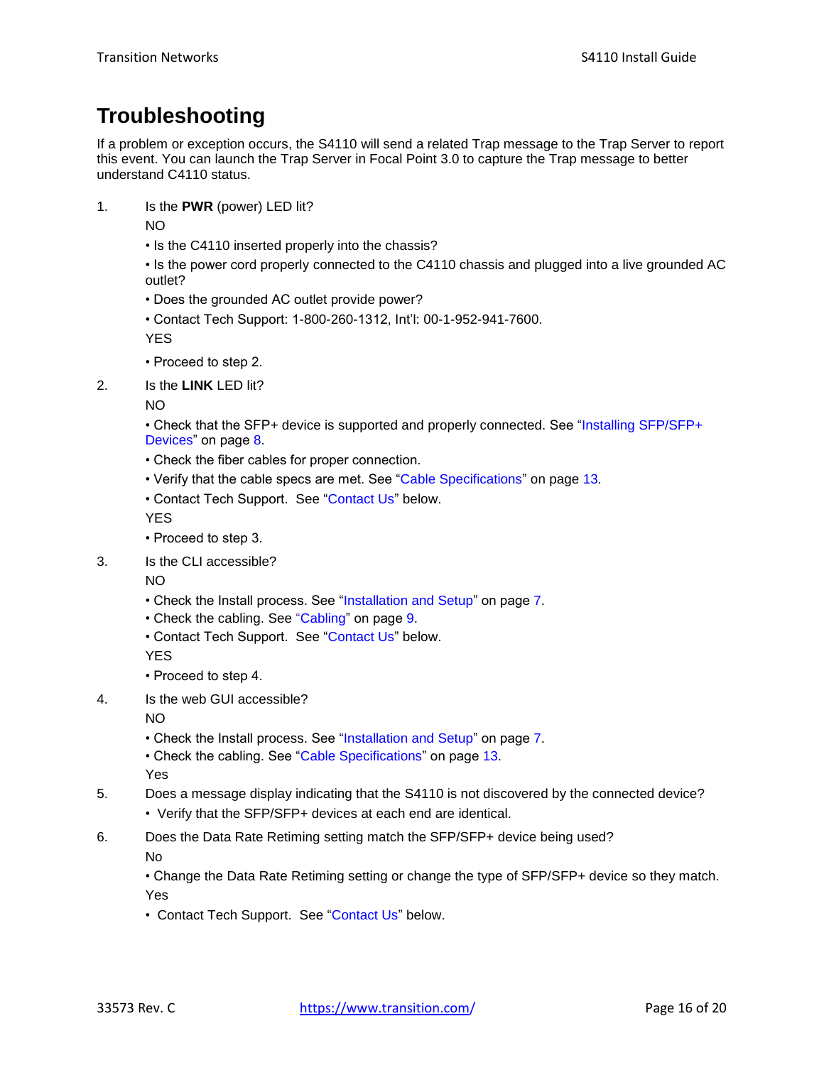# Troubleshooting

If a problem or exception occurs, the S4110 will send a related Trap message to the Trap Server to report this event. You can launch the Trap Server in Focal Point 3.0 to capture the Trap message to better understand C4110 status.

1. Is the **PWR** (power) LED lit?

   NO

   • Is the C4110 inserted properly into the chassis?

   • Is the power cord properly connected to the C4110 chassis and plugged into a live grounded AC outlet?

   • Does the grounded AC outlet provide power?

   • Contact Tech Support: 1-800-260-1312, Int'l: 00-1-952-941-7600.

   YES

   • Proceed to step 2.

2. Is the **LINK** LED lit?

   NO

   • Check that the SFP+ device is supported and properly connected. See "Installing SFP/SFP+ Devices" on page 8.

   • Check the fiber cables for proper connection.

   • Verify that the cable specs are met. See "Cable Specifications" on page 13.

   • Contact Tech Support. See "Contact Us" below.

   YES

   • Proceed to step 3.

3. Is the CLI accessible?

   NO

   • Check the Install process. See "Installation and Setup" on page 7.

   • Check the cabling. See "Cabling" on page 9.

   • Contact Tech Support. See "Contact Us" below.

   YES

   • Proceed to step 4.

4. Is the web GUI accessible?

   NO

   • Check the Install process. See "Installation and Setup" on page 7.

   • Check the cabling. See "Cable Specifications" on page 13.

   Yes

5. Does a message display indicating that the S4110 is not discovered by the connected device?

   • Verify that the SFP/SFP+ devices at each end are identical.

6. Does the Data Rate Retiming setting match the SFP/SFP+ device being used?

   No

   • Change the Data Rate Retiming setting or change the type of SFP/SFP+ device so they match.

   Yes

   • Contact Tech Support. See "Contact Us" below.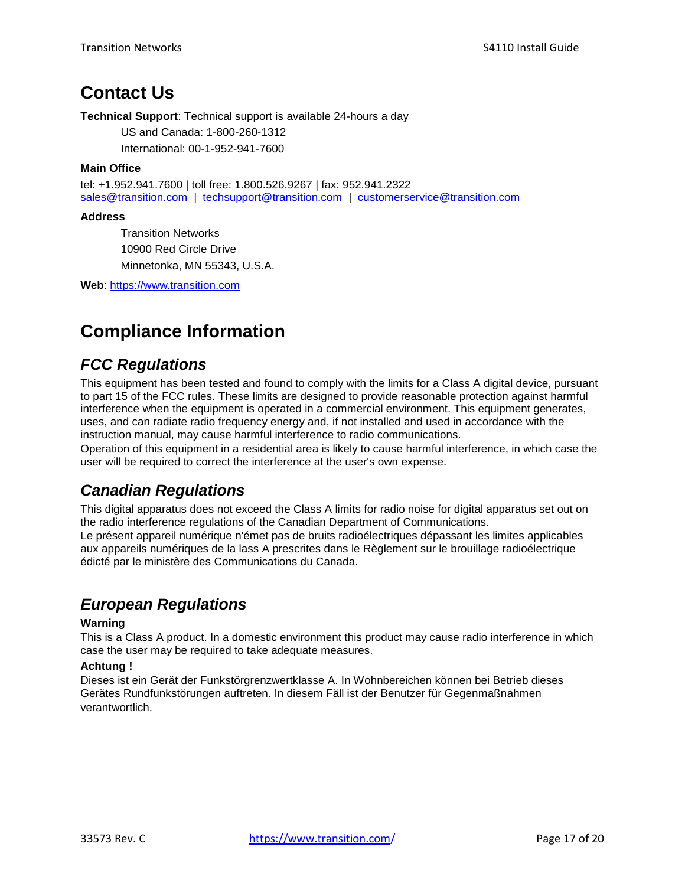# Contact Us

**Technical Support**: Technical support is available 24-hours a day

US and Canada: 1-800-260-1312

International: 00-1-952-941-7600

**Main Office**

tel: +1.952.941.7600 | toll free: 1.800.526.9267 | fax: 952.941.2322
sales@transition.com | techsupport@transition.com | customerservice@transition.com

**Address**

Transition Networks
10900 Red Circle Drive
Minnetonka, MN 55343, U.S.A.

**Web**: https://www.transition.com

# Compliance Information

## *FCC Regulations*

This equipment has been tested and found to comply with the limits for a Class A digital device, pursuant to part 15 of the FCC rules. These limits are designed to provide reasonable protection against harmful interference when the equipment is operated in a commercial environment. This equipment generates, uses, and can radiate radio frequency energy and, if not installed and used in accordance with the instruction manual, may cause harmful interference to radio communications.
Operation of this equipment in a residential area is likely to cause harmful interference, in which case the user will be required to correct the interference at the user's own expense.

## *Canadian Regulations*

This digital apparatus does not exceed the Class A limits for radio noise for digital apparatus set out on the radio interference regulations of the Canadian Department of Communications.
Le présent appareil numérique n'émet pas de bruits radioélectriques dépassant les limites applicables aux appareils numériques de la lass A prescrites dans le Règlement sur le brouillage radioélectrique édicté par le ministère des Communications du Canada.

## *European Regulations*

**Warning**

This is a Class A product. In a domestic environment this product may cause radio interference in which case the user may be required to take adequate measures.

**Achtung !**

Dieses ist ein Gerät der Funkstörgrenzwertklasse A. In Wohnbereichen können bei Betrieb dieses Gerätes Rundfunkstörungen auftreten. In diesem Fäll ist der Benutzer für Gegenmaßnahmen verantwortlich.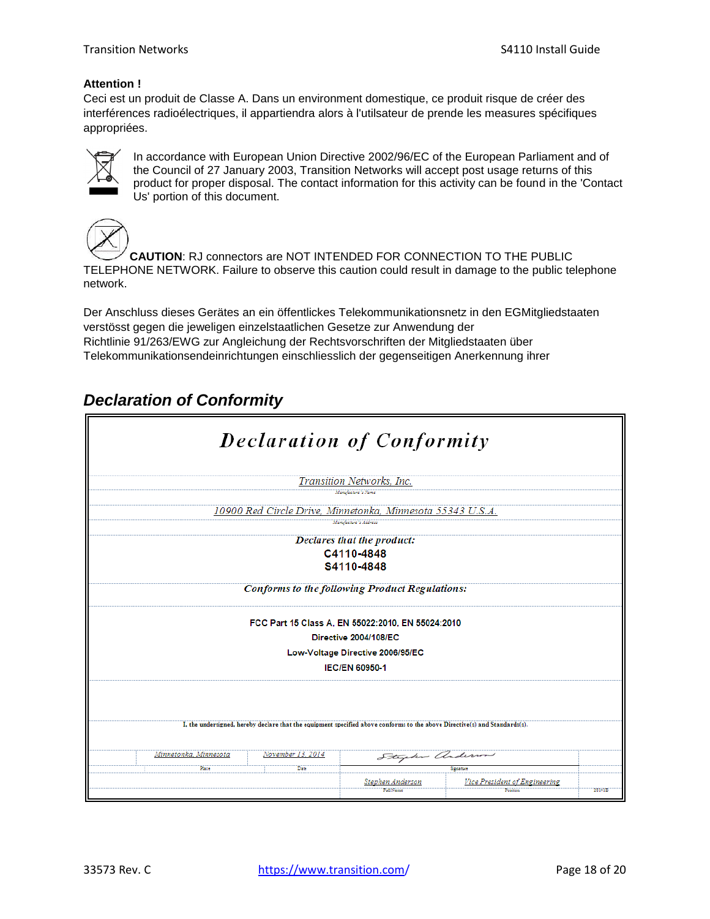**Attention !**
Ceci est un produit de Classe A. Dans un environment domestique, ce produit risque de créer des interférences radioélectriques, il appartiendra alors à l'utilsateur de prende les measures spécifiques appropriées.

In accordance with European Union Directive 2002/96/EC of the European Parliament and of the Council of 27 January 2003, Transition Networks will accept post usage returns of this product for proper disposal. The contact information for this activity can be found in the 'Contact Us' portion of this document.

**CAUTION**: RJ connectors are NOT INTENDED FOR CONNECTION TO THE PUBLIC TELEPHONE NETWORK. Failure to observe this caution could result in damage to the public telephone network.

Der Anschluss dieses Gerätes an ein öffentlickes Telekommunikationsnetz in den EGMitgliedstaaten verstösst gegen die jeweligen einzelstaatlichen Gesetze zur Anwendung der Richtlinie 91/263/EWG zur Angleichung der Rechtsvorschriften der Mitgliedstaaten über Telekommunikationsendeinrichtungen einschliesslich der gegenseitigen Anerkennung ihrer

## *Declaration of Conformity*

# *Declaration of Conformity*

*Transition Networks, Inc.*
Manufacturer's Name

*10900 Red Circle Drive, Minnetonka, Minnesota 55343 U.S.A.*
Manufacturer's Address

***Declares that the product:***
**C4110-4848**
**S4110-4848**

***Conforms to the following Product Regulations:***

**FCC Part 15 Class A, EN 55022:2010, EN 55024:2010**
**Directive 2004/108/EC**
**Low-Voltage Directive 2006/95/EC**
**IEC/EN 60950-1**

I, the undersigned, hereby declare that the equipment specified above conforms to the above Directive(s) and Standards(s).

| *Minnetonka, Minnesota* | *November 13, 2014* | *Stephen Anderson* (signature) | |
|---|---|---|---|
| Place | Date | Signature | |
| | | *Stephen Anderson* | *Vice President of Engineering* |
| | | Full Name | Position |

28141B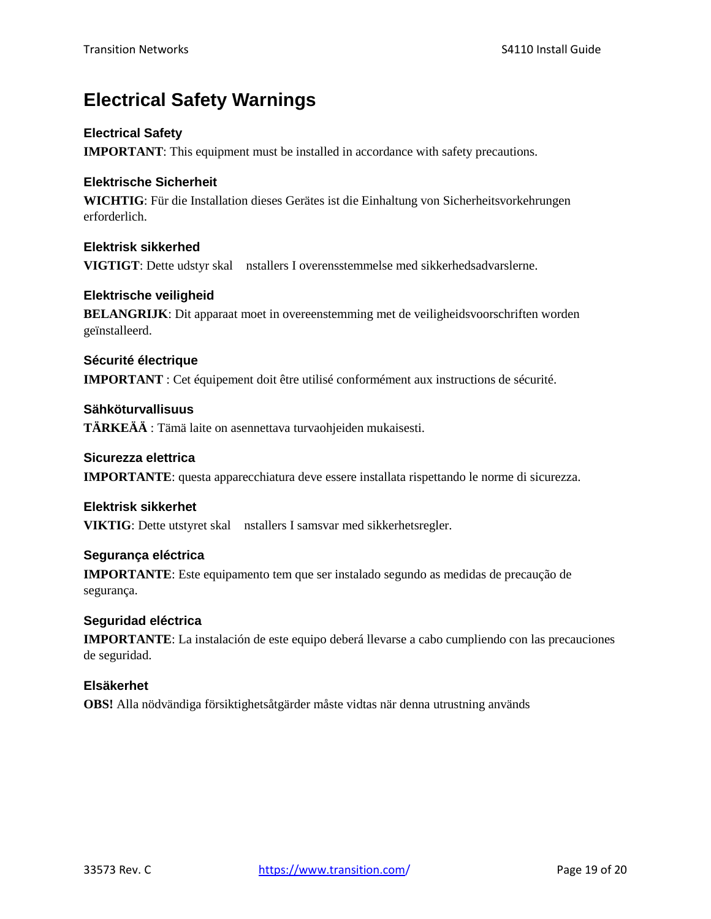# Electrical Safety Warnings

### Electrical Safety

**IMPORTANT**: This equipment must be installed in accordance with safety precautions.

### Elektrische Sicherheit

**WICHTIG**: Für die Installation dieses Gerätes ist die Einhaltung von Sicherheitsvorkehrungen erforderlich.

### Elektrisk sikkerhed

**VIGTIGT**: Dette udstyr skal nstallers I overensstemmelse med sikkerhedsadvarslerne.

### Elektrische veiligheid

**BELANGRIJK**: Dit apparaat moet in overeenstemming met de veiligheidsvoorschriften worden geïnstalleerd.

### Sécurité électrique

**IMPORTANT** : Cet équipement doit être utilisé conformément aux instructions de sécurité.

### Sähköturvallisuus

**TÄRKEÄÄ** : Tämä laite on asennettava turvaohjeiden mukaisesti.

### Sicurezza elettrica

**IMPORTANTE**: questa apparecchiatura deve essere installata rispettando le norme di sicurezza.

### Elektrisk sikkerhet

**VIKTIG**: Dette utstyret skal nstallers I samsvar med sikkerhetsregler.

### Segurança eléctrica

**IMPORTANTE**: Este equipamento tem que ser instalado segundo as medidas de precaução de segurança.

### Seguridad eléctrica

**IMPORTANTE**: La instalación de este equipo deberá llevarse a cabo cumpliendo con las precauciones de seguridad.

### Elsäkerhet

**OBS!** Alla nödvändiga försiktighetsåtgärder måste vidtas när denna utrustning används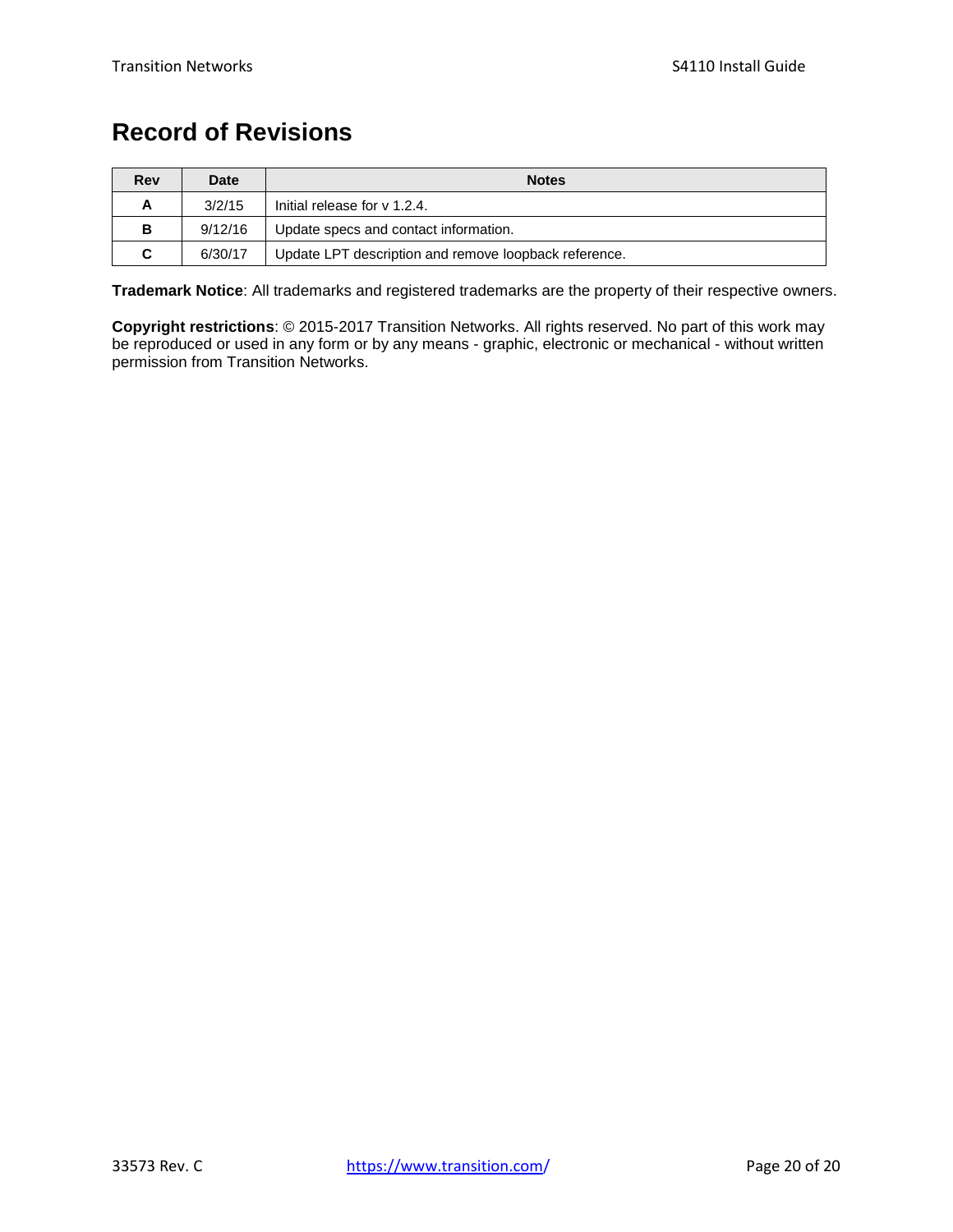# Record of Revisions

| Rev | Date | Notes |
| --- | --- | --- |
| **A** | 3/2/15 | Initial release for v 1.2.4. |
| **B** | 9/12/16 | Update specs and contact information. |
| **C** | 6/30/17 | Update LPT description and remove loopback reference. |

**Trademark Notice**: All trademarks and registered trademarks are the property of their respective owners.

**Copyright restrictions**: © 2015-2017 Transition Networks. All rights reserved. No part of this work may be reproduced or used in any form or by any means - graphic, electronic or mechanical - without written permission from Transition Networks.